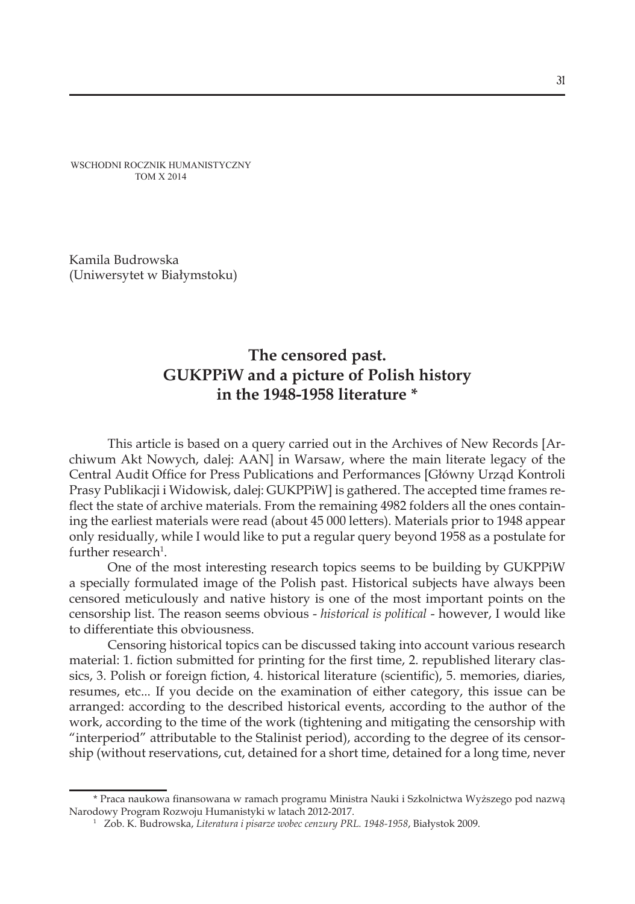WSCHODNI ROCZNIK HUMANISTYCZNY
TOM X 2014

Kamila Budrowska
(Uniwersytet w Białymstoku)

# The censored past. GUKPPiW and a picture of Polish history in the 1948-1958 literature *

This article is based on a query carried out in the Archives of New Records [Archiwum Akt Nowych, dalej: AAN] in Warsaw, where the main literate legacy of the Central Audit Office for Press Publications and Performances [Główny Urząd Kontroli Prasy Publikacji i Widowisk, dalej: GUKPPiW] is gathered. The accepted time frames reflect the state of archive materials. From the remaining 4982 folders all the ones containing the earliest materials were read (about 45 000 letters). Materials prior to 1948 appear only residually, while I would like to put a regular query beyond 1958 as a postulate for further research[1].

One of the most interesting research topics seems to be building by GUKPPiW a specially formulated image of the Polish past. Historical subjects have always been censored meticulously and native history is one of the most important points on the censorship list. The reason seems obvious - *historical is political* - however, I would like to differentiate this obviousness.

Censoring historical topics can be discussed taking into account various research material: 1. fiction submitted for printing for the first time, 2. republished literary classics, 3. Polish or foreign fiction, 4. historical literature (scientific), 5. memories, diaries, resumes, etc... If you decide on the examination of either category, this issue can be arranged: according to the described historical events, according to the author of the work, according to the time of the work (tightening and mitigating the censorship with "interperiod" attributable to the Stalinist period), according to the degree of its censorship (without reservations, cut, detained for a short time, detained for a long time, never

---

\* Praca naukowa finansowana w ramach programu Ministra Nauki i Szkolnictwa Wyższego pod nazwą Narodowy Program Rozwoju Humanistyki w latach 2012-2017.

[1] Zob. K. Budrowska, *Literatura i pisarze wobec cenzury PRL. 1948-1958*, Białystok 2009.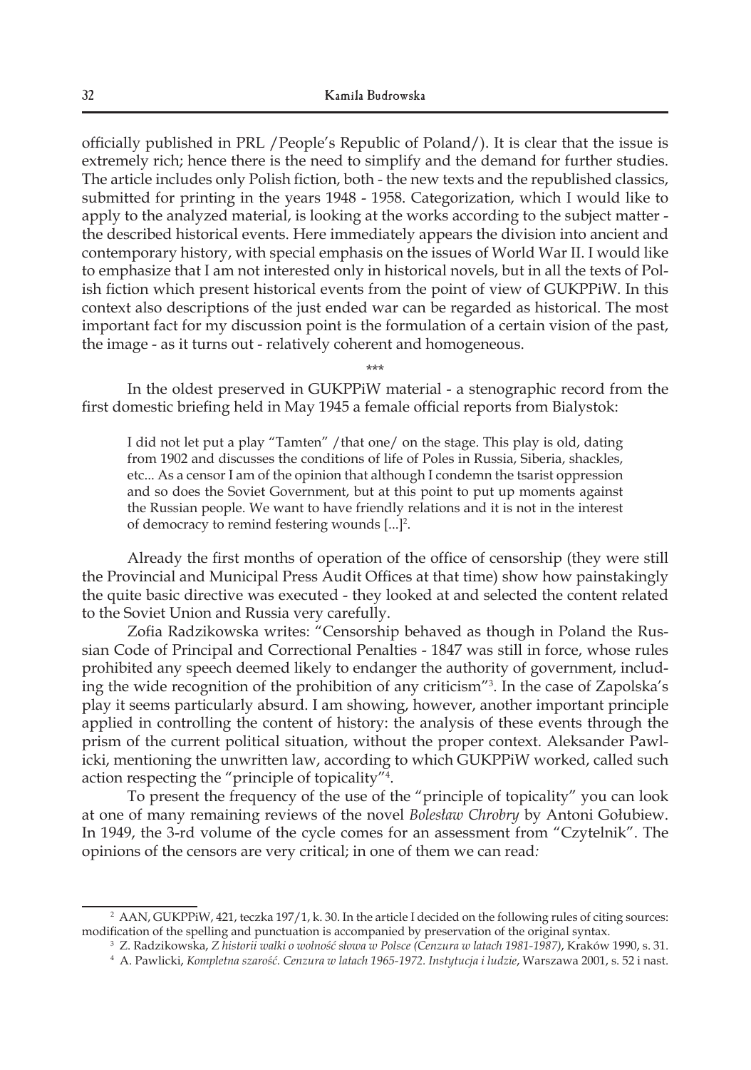officially published in PRL /People's Republic of Poland/). It is clear that the issue is extremely rich; hence there is the need to simplify and the demand for further studies. The article includes only Polish fiction, both - the new texts and the republished classics, submitted for printing in the years 1948 - 1958. Categorization, which I would like to apply to the analyzed material, is looking at the works according to the subject matter - the described historical events. Here immediately appears the division into ancient and contemporary history, with special emphasis on the issues of World War II. I would like to emphasize that I am not interested only in historical novels, but in all the texts of Polish fiction which present historical events from the point of view of GUKPPiW. In this context also descriptions of the just ended war can be regarded as historical. The most important fact for my discussion point is the formulation of a certain vision of the past, the image - as it turns out - relatively coherent and homogeneous.

\*\*\*

In the oldest preserved in GUKPPiW material - a stenographic record from the first domestic briefing held in May 1945 a female official reports from Bialystok:

> I did not let put a play "Tamten" /that one/ on the stage. This play is old, dating from 1902 and discusses the conditions of life of Poles in Russia, Siberia, shackles, etc... As a censor I am of the opinion that although I condemn the tsarist oppression and so does the Soviet Government, but at this point to put up moments against the Russian people. We want to have friendly relations and it is not in the interest of democracy to remind festering wounds [...][2].

Already the first months of operation of the office of censorship (they were still the Provincial and Municipal Press Audit Offices at that time) show how painstakingly the quite basic directive was executed - they looked at and selected the content related to the Soviet Union and Russia very carefully.

Zofia Radzikowska writes: "Censorship behaved as though in Poland the Russian Code of Principal and Correctional Penalties - 1847 was still in force, whose rules prohibited any speech deemed likely to endanger the authority of government, including the wide recognition of the prohibition of any criticism"[3]. In the case of Zapolska's play it seems particularly absurd. I am showing, however, another important principle applied in controlling the content of history: the analysis of these events through the prism of the current political situation, without the proper context. Aleksander Pawlicki, mentioning the unwritten law, according to which GUKPPiW worked, called such action respecting the "principle of topicality"[4].

To present the frequency of the use of the "principle of topicality" you can look at one of many remaining reviews of the novel *Bolesław Chrobry* by Antoni Gołubiew. In 1949, the 3-rd volume of the cycle comes for an assessment from "Czytelnik". The opinions of the censors are very critical; in one of them we can read*:*

---

[2] AAN, GUKPPiW, 421, teczka 197/1, k. 30. In the article I decided on the following rules of citing sources: modification of the spelling and punctuation is accompanied by preservation of the original syntax.

[3] Z. Radzikowska, *Z historii walki o wolność słowa w Polsce (Cenzura w latach 1981-1987)*, Kraków 1990, s. 31.

[4] A. Pawlicki, *Kompletna szarość. Cenzura w latach 1965-1972. Instytucja i ludzie*, Warszawa 2001, s. 52 i nast.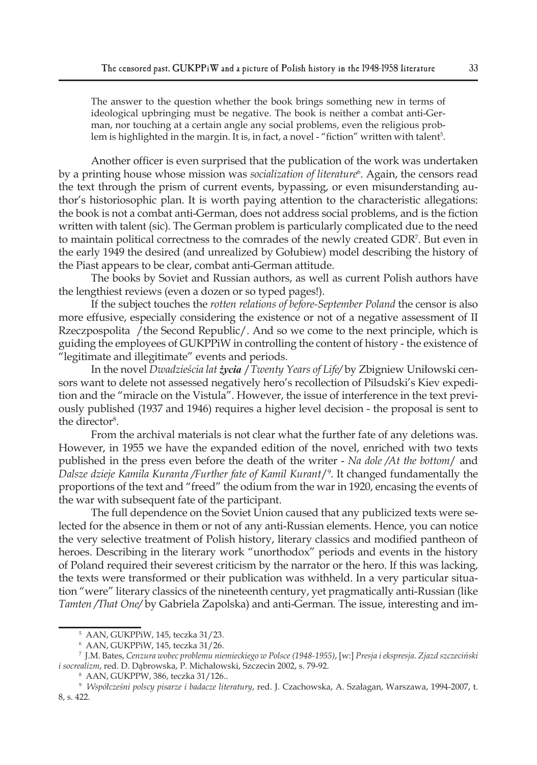The answer to the question whether the book brings something new in terms of ideological upbringing must be negative. The book is neither a combat anti-German, nor touching at a certain angle any social problems, even the religious problem is highlighted in the margin. It is, in fact, a novel - "fiction" written with talent[5].

Another officer is even surprised that the publication of the work was undertaken by a printing house whose mission was *socialization of literature*[6]. Again, the censors read the text through the prism of current events, bypassing, or even misunderstanding author's historiosophic plan. It is worth paying attention to the characteristic allegations: the book is not a combat anti-German, does not address social problems, and is the fiction written with talent (sic). The German problem is particularly complicated due to the need to maintain political correctness to the comrades of the newly created GDR[7]. But even in the early 1949 the desired (and unrealized by Gołubiew) model describing the history of the Piast appears to be clear, combat anti-German attitude.

The books by Soviet and Russian authors, as well as current Polish authors have the lengthiest reviews (even a dozen or so typed pages!).

If the subject touches the *rotten relations of before-September Poland* the censor is also more effusive, especially considering the existence or not of a negative assessment of II Rzeczpospolita /the Second Republic/. And so we come to the next principle, which is guiding the employees of GUKPPiW in controlling the content of history - the existence of "legitimate and illegitimate" events and periods.

In the novel *Dwadzieścia lat **życia*** /*Twenty Years of Life*/ by Zbigniew Uniłowski censors want to delete not assessed negatively hero's recollection of Pilsudski's Kiev expedition and the "miracle on the Vistula". However, the issue of interference in the text previously published (1937 and 1946) requires a higher level decision - the proposal is sent to the director[8].

From the archival materials is not clear what the further fate of any deletions was. However, in 1955 we have the expanded edition of the novel, enriched with two texts published in the press even before the death of the writer - *Na dole /At the bottom*/ and *Dalsze dzieje Kamila Kuranta /Further fate of Kamil Kurant*/[9]. It changed fundamentally the proportions of the text and "freed" the odium from the war in 1920, encasing the events of the war with subsequent fate of the participant.

The full dependence on the Soviet Union caused that any publicized texts were selected for the absence in them or not of any anti-Russian elements. Hence, you can notice the very selective treatment of Polish history, literary classics and modified pantheon of heroes. Describing in the literary work "unorthodox" periods and events in the history of Poland required their severest criticism by the narrator or the hero. If this was lacking, the texts were transformed or their publication was withheld. In a very particular situation "were" literary classics of the nineteenth century, yet pragmatically anti-Russian (like *Tamten /That One/* by Gabriela Zapolska) and anti-German. The issue, interesting and im-

---

[5] AAN, GUKPPiW, 145, teczka 31/23.

[6] AAN, GUKPPiW, 145, teczka 31/26.

[7] J.M. Bates, *Cenzura wobec problemu niemieckiego w Polsce (1948-1955)*, [w:] *Presja i ekspresja. Zjazd szczeciński i socrealizm*, red. D. Dąbrowska, P. Michałowski, Szczecin 2002, s. 79-92.

[8] AAN, GUKPPW, 386, teczka 31/126..

[9] *Współcześni polscy pisarze i badacze literatury*, red. J. Czachowska, A. Szałagan, Warszawa, 1994-2007, t. 8, s. 422.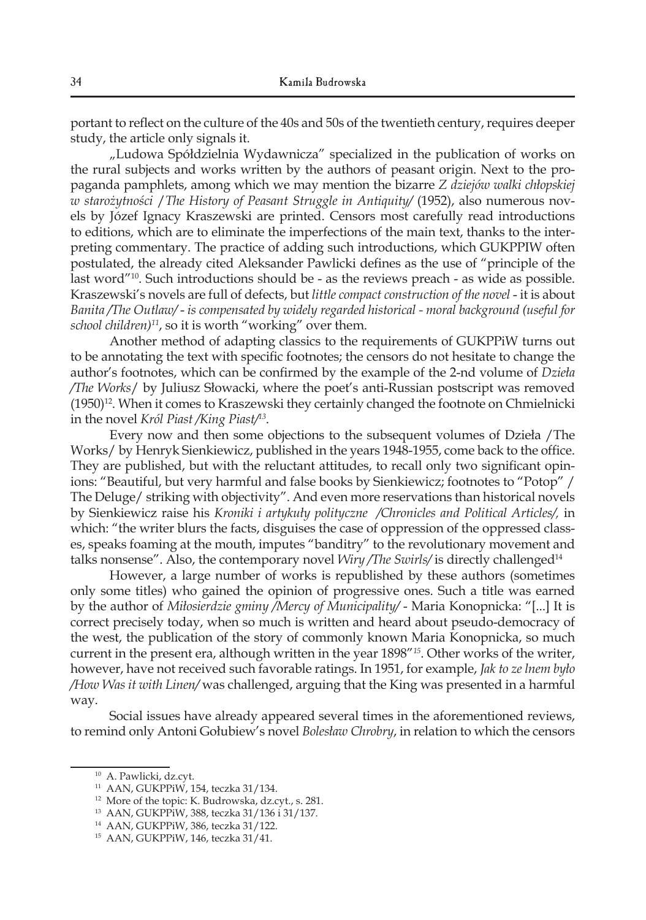portant to reflect on the culture of the 40s and 50s of the twentieth century, requires deeper study, the article only signals it.

„Ludowa Spółdzielnia Wydawnicza" specialized in the publication of works on the rural subjects and works written by the authors of peasant origin. Next to the propaganda pamphlets, among which we may mention the bizarre *Z dziejów walki chłopskiej w starożytności /The History of Peasant Struggle in Antiquity/* (1952), also numerous novels by Józef Ignacy Kraszewski are printed. Censors most carefully read introductions to editions, which are to eliminate the imperfections of the main text, thanks to the interpreting commentary. The practice of adding such introductions, which GUKPPIW often postulated, the already cited Aleksander Pawlicki defines as the use of "principle of the last word"[10]. Such introductions should be - as the reviews preach - as wide as possible. Kraszewski's novels are full of defects, but *little compact construction of the novel* - it is about *Banita /The Outlaw/ - is compensated by widely regarded historical - moral background (useful for school children)*[11], so it is worth "working" over them.

Another method of adapting classics to the requirements of GUKPPiW turns out to be annotating the text with specific footnotes; the censors do not hesitate to change the author's footnotes, which can be confirmed by the example of the 2-nd volume of *Dzieła /The Works/* by Juliusz Słowacki, where the poet's anti-Russian postscript was removed (1950)[12]. When it comes to Kraszewski they certainly changed the footnote on Chmielnicki in the novel *Król Piast /King Piast/*[13].

Every now and then some objections to the subsequent volumes of Dzieła /The Works/ by Henryk Sienkiewicz, published in the years 1948-1955, come back to the office. They are published, but with the reluctant attitudes, to recall only two significant opinions: "Beautiful, but very harmful and false books by Sienkiewicz; footnotes to "Potop" / The Deluge/ striking with objectivity". And even more reservations than historical novels by Sienkiewicz raise his *Kroniki i artykuły polityczne /Chronicles and Political Articles/,* in which: "the writer blurs the facts, disguises the case of oppression of the oppressed classes, speaks foaming at the mouth, imputes "banditry" to the revolutionary movement and talks nonsense". Also, the contemporary novel *Wiry /The Swirls/* is directly challenged[14]

However, a large number of works is republished by these authors (sometimes only some titles) who gained the opinion of progressive ones. Such a title was earned by the author of *Miłosierdzie gminy /Mercy of Municipality/* - Maria Konopnicka: "[...] It is correct precisely today, when so much is written and heard about pseudo-democracy of the west, the publication of the story of commonly known Maria Konopnicka, so much current in the present era, although written in the year 1898"[15]. Other works of the writer, however, have not received such favorable ratings. In 1951, for example, *Jak to ze lnem było /How Was it with Linen/* was challenged, arguing that the King was presented in a harmful way.

Social issues have already appeared several times in the aforementioned reviews, to remind only Antoni Gołubiew's novel *Bolesław Chrobry*, in relation to which the censors

---

[10] A. Pawlicki, dz.cyt.

[11] AAN, GUKPPiW, 154, teczka 31/134.

[12] More of the topic: K. Budrowska, dz.cyt., s. 281.

[13] AAN, GUKPPiW, 388, teczka 31/136 i 31/137.

[14] AAN, GUKPPiW, 386, teczka 31/122.

[15] AAN, GUKPPiW, 146, teczka 31/41.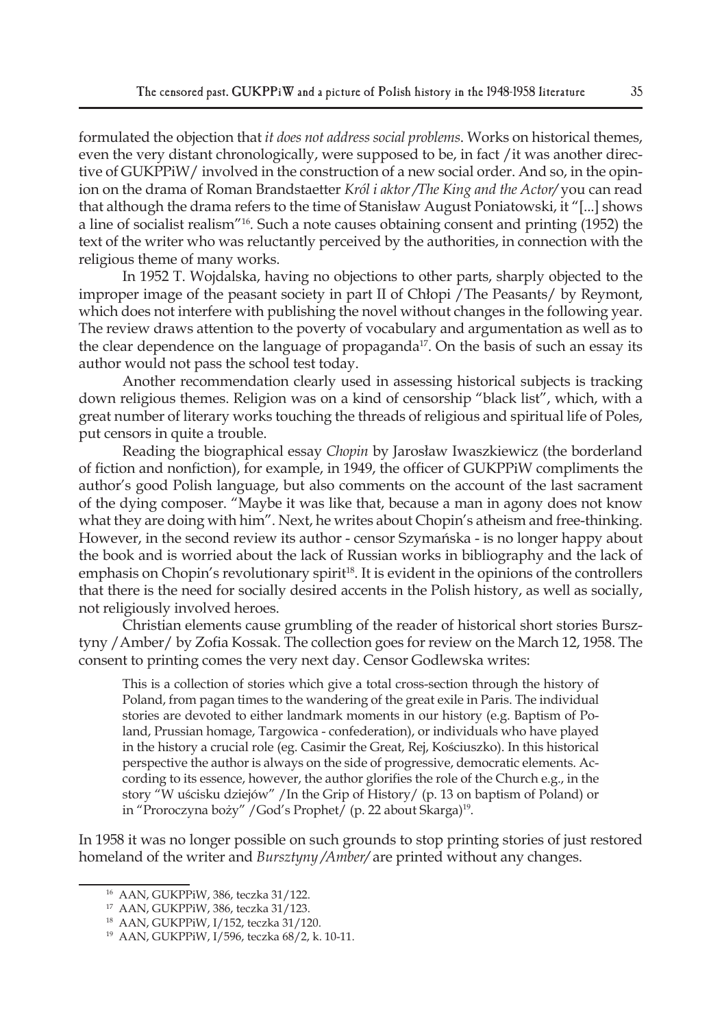formulated the objection that *it does not address social problems*. Works on historical themes, even the very distant chronologically, were supposed to be, in fact /it was another directive of GUKPPiW/ involved in the construction of a new social order. And so, in the opinion on the drama of Roman Brandstaetter *Król i aktor /The King and the Actor/* you can read that although the drama refers to the time of Stanisław August Poniatowski, it "[...] shows a line of socialist realism"[16]. Such a note causes obtaining consent and printing (1952) the text of the writer who was reluctantly perceived by the authorities, in connection with the religious theme of many works.

In 1952 T. Wojdalska, having no objections to other parts, sharply objected to the improper image of the peasant society in part II of Chłopi /The Peasants/ by Reymont, which does not interfere with publishing the novel without changes in the following year. The review draws attention to the poverty of vocabulary and argumentation as well as to the clear dependence on the language of propaganda[17]. On the basis of such an essay its author would not pass the school test today.

Another recommendation clearly used in assessing historical subjects is tracking down religious themes. Religion was on a kind of censorship "black list", which, with a great number of literary works touching the threads of religious and spiritual life of Poles, put censors in quite a trouble.

Reading the biographical essay *Chopin* by Jarosław Iwaszkiewicz (the borderland of fiction and nonfiction), for example, in 1949, the officer of GUKPPiW compliments the author's good Polish language, but also comments on the account of the last sacrament of the dying composer. "Maybe it was like that, because a man in agony does not know what they are doing with him". Next, he writes about Chopin's atheism and free-thinking. However, in the second review its author - censor Szymańska - is no longer happy about the book and is worried about the lack of Russian works in bibliography and the lack of emphasis on Chopin's revolutionary spirit[18]. It is evident in the opinions of the controllers that there is the need for socially desired accents in the Polish history, as well as socially, not religiously involved heroes.

Christian elements cause grumbling of the reader of historical short stories Bursztyny /Amber/ by Zofia Kossak. The collection goes for review on the March 12, 1958. The consent to printing comes the very next day. Censor Godlewska writes:

> This is a collection of stories which give a total cross-section through the history of Poland, from pagan times to the wandering of the great exile in Paris. The individual stories are devoted to either landmark moments in our history (e.g. Baptism of Poland, Prussian homage, Targowica - confederation), or individuals who have played in the history a crucial role (eg. Casimir the Great, Rej, Kościuszko). In this historical perspective the author is always on the side of progressive, democratic elements. According to its essence, however, the author glorifies the role of the Church e.g., in the story "W uścisku dziejów" /In the Grip of History/ (p. 13 on baptism of Poland) or in "Proroczyna boży" /God's Prophet/ (p. 22 about Skarga)[19].

In 1958 it was no longer possible on such grounds to stop printing stories of just restored homeland of the writer and *Bursztyny /Amber/* are printed without any changes.

---

[16] AAN, GUKPPiW, 386, teczka 31/122.

[17] AAN, GUKPPiW, 386, teczka 31/123.

[18] AAN, GUKPPiW, I/152, teczka 31/120.

[19] AAN, GUKPPiW, I/596, teczka 68/2, k. 10-11.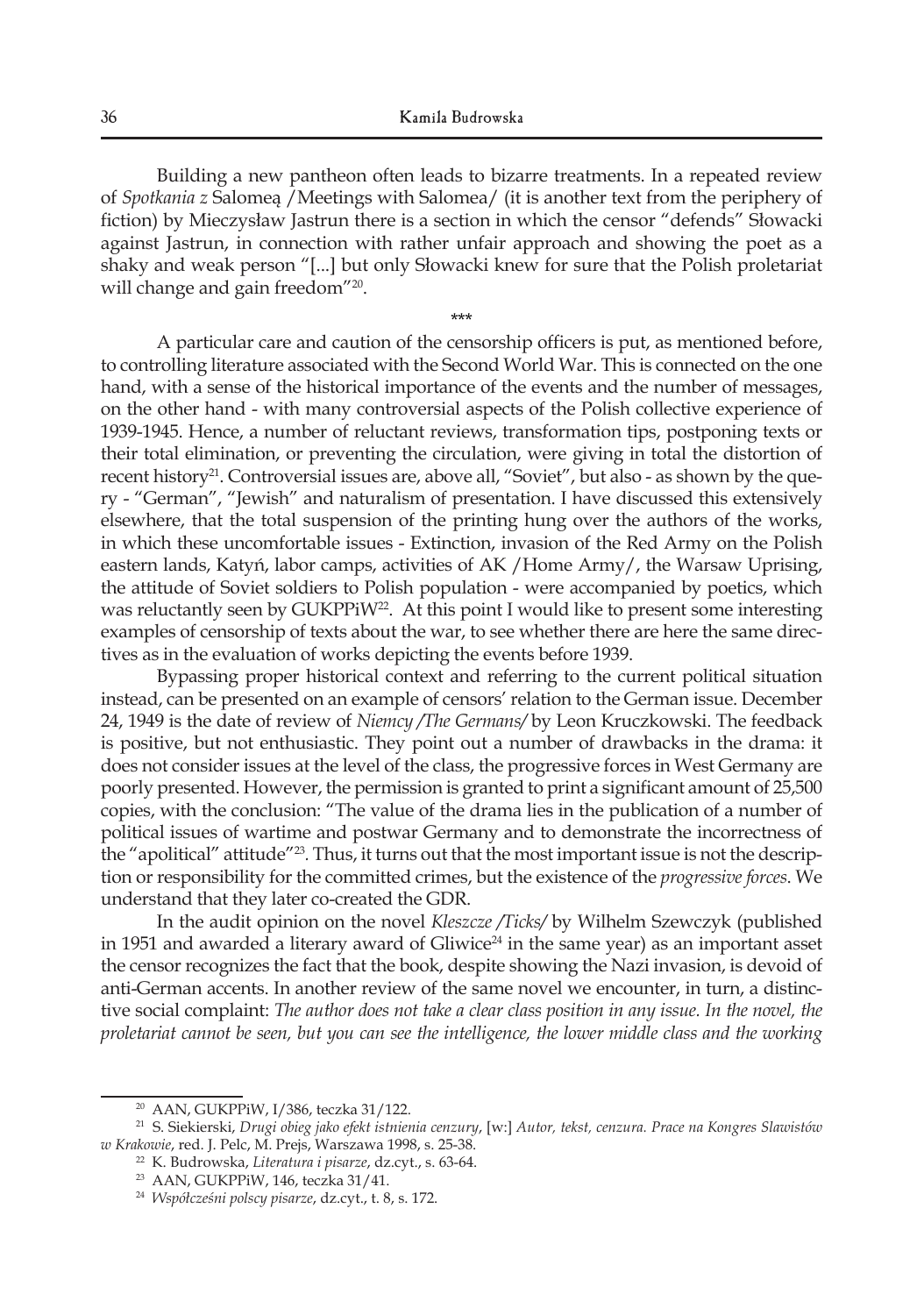Building a new pantheon often leads to bizarre treatments. In a repeated review of *Spotkania z* Salomeą /Meetings with Salomea/ (it is another text from the periphery of fiction) by Mieczysław Jastrun there is a section in which the censor "defends" Słowacki against Jastrun, in connection with rather unfair approach and showing the poet as a shaky and weak person "[...] but only Słowacki knew for sure that the Polish proletariat will change and gain freedom"[20].

\*\*\*

A particular care and caution of the censorship officers is put, as mentioned before, to controlling literature associated with the Second World War. This is connected on the one hand, with a sense of the historical importance of the events and the number of messages, on the other hand - with many controversial aspects of the Polish collective experience of 1939-1945. Hence, a number of reluctant reviews, transformation tips, postponing texts or their total elimination, or preventing the circulation, were giving in total the distortion of recent history[21]. Controversial issues are, above all, "Soviet", but also - as shown by the query - "German", "Jewish" and naturalism of presentation. I have discussed this extensively elsewhere, that the total suspension of the printing hung over the authors of the works, in which these uncomfortable issues - Extinction, invasion of the Red Army on the Polish eastern lands, Katyń, labor camps, activities of AK /Home Army/, the Warsaw Uprising, the attitude of Soviet soldiers to Polish population - were accompanied by poetics, which was reluctantly seen by GUKPPiW[22]. At this point I would like to present some interesting examples of censorship of texts about the war, to see whether there are here the same directives as in the evaluation of works depicting the events before 1939.

Bypassing proper historical context and referring to the current political situation instead, can be presented on an example of censors' relation to the German issue. December 24, 1949 is the date of review of *Niemcy /The Germans/* by Leon Kruczkowski. The feedback is positive, but not enthusiastic. They point out a number of drawbacks in the drama: it does not consider issues at the level of the class, the progressive forces in West Germany are poorly presented. However, the permission is granted to print a significant amount of 25,500 copies, with the conclusion: "The value of the drama lies in the publication of a number of political issues of wartime and postwar Germany and to demonstrate the incorrectness of the "apolitical" attitude"[23]. Thus, it turns out that the most important issue is not the description or responsibility for the committed crimes, but the existence of the *progressive forces*. We understand that they later co-created the GDR.

In the audit opinion on the novel *Kleszcze /Ticks/* by Wilhelm Szewczyk (published in 1951 and awarded a literary award of Gliwice[24] in the same year) as an important asset the censor recognizes the fact that the book, despite showing the Nazi invasion, is devoid of anti-German accents. In another review of the same novel we encounter, in turn, a distinctive social complaint: *The author does not take a clear class position in any issue. In the novel, the proletariat cannot be seen, but you can see the intelligence, the lower middle class and the working*

---

[20] AAN, GUKPPiW, I/386, teczka 31/122.

[21] S. Siekierski, *Drugi obieg jako efekt istnienia cenzury*, [w:] *Autor, tekst, cenzura. Prace na Kongres Slawistów w Krakowie*, red. J. Pelc, M. Prejs, Warszawa 1998, s. 25-38.

[22] K. Budrowska, *Literatura i pisarze*, dz.cyt., s. 63-64.

[23] AAN, GUKPPiW, 146, teczka 31/41.

[24] *Współcześni polscy pisarze*, dz.cyt., t. 8, s. 172.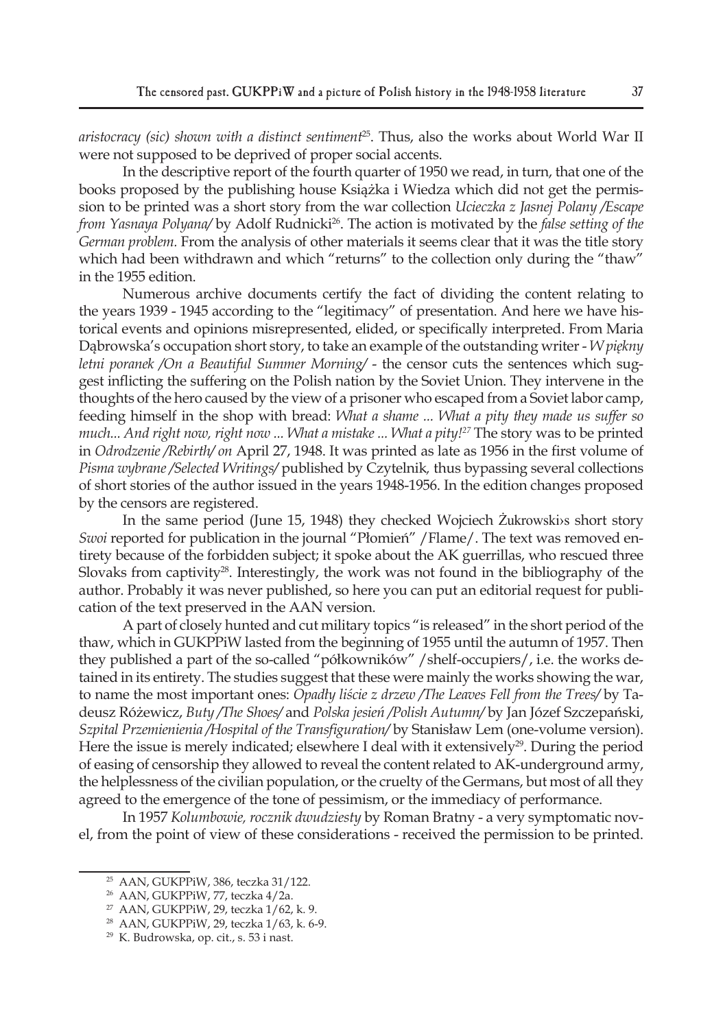*aristocracy (sic) shown with a distinct sentiment*[25]. Thus, also the works about World War II were not supposed to be deprived of proper social accents.

In the descriptive report of the fourth quarter of 1950 we read, in turn, that one of the books proposed by the publishing house Książka i Wiedza which did not get the permission to be printed was a short story from the war collection *Ucieczka z Jasnej Polany /Escape from Yasnaya Polyana/* by Adolf Rudnicki[26]. The action is motivated by the *false setting of the German problem.* From the analysis of other materials it seems clear that it was the title story which had been withdrawn and which "returns" to the collection only during the "thaw" in the 1955 edition.

Numerous archive documents certify the fact of dividing the content relating to the years 1939 - 1945 according to the "legitimacy" of presentation. And here we have historical events and opinions misrepresented, elided, or specifically interpreted. From Maria Dąbrowska's occupation short story, to take an example of the outstanding writer - *W piękny letni poranek /On a Beautiful Summer Morning/* - the censor cuts the sentences which suggest inflicting the suffering on the Polish nation by the Soviet Union. They intervene in the thoughts of the hero caused by the view of a prisoner who escaped from a Soviet labor camp, feeding himself in the shop with bread: *What a shame ... What a pity they made us suffer so much... And right now, right now ... What a mistake ... What a pity!*[27] The story was to be printed in *Odrodzenie /Rebirth/ on* April 27, 1948. It was printed as late as 1956 in the first volume of *Pisma wybrane /Selected Writings/* published by Czytelnik, thus bypassing several collections of short stories of the author issued in the years 1948-1956. In the edition changes proposed by the censors are registered.

In the same period (June 15, 1948) they checked Wojciech Żukrowski›s short story *Swoi* reported for publication in the journal "Płomień" /Flame/. The text was removed entirety because of the forbidden subject; it spoke about the AK guerrillas, who rescued three Slovaks from captivity[28]. Interestingly, the work was not found in the bibliography of the author. Probably it was never published, so here you can put an editorial request for publication of the text preserved in the AAN version.

A part of closely hunted and cut military topics "is released" in the short period of the thaw, which in GUKPPiW lasted from the beginning of 1955 until the autumn of 1957. Then they published a part of the so-called "półkowników" /shelf-occupiers/, i.e. the works detained in its entirety. The studies suggest that these were mainly the works showing the war, to name the most important ones: *Opadły liście z drzew /The Leaves Fell from the Trees/* by Tadeusz Różewicz, *Buty /The Shoes/* and *Polska jesień /Polish Autumn/* by Jan Józef Szczepański, *Szpital Przemienienia /Hospital of the Transfiguration/* by Stanisław Lem (one-volume version). Here the issue is merely indicated; elsewhere I deal with it extensively[29]. During the period of easing of censorship they allowed to reveal the content related to AK-underground army, the helplessness of the civilian population, or the cruelty of the Germans, but most of all they agreed to the emergence of the tone of pessimism, or the immediacy of performance.

In 1957 *Kolumbowie, rocznik dwudziesty* by Roman Bratny - a very symptomatic novel, from the point of view of these considerations - received the permission to be printed.

---

[25] AAN, GUKPPiW, 386, teczka 31/122.

[26] AAN, GUKPPiW, 77, teczka 4/2a.

[27] AAN, GUKPPiW, 29, teczka 1/62, k. 9.

[28] AAN, GUKPPiW, 29, teczka 1/63, k. 6-9.

[29] K. Budrowska, op. cit., s. 53 i nast.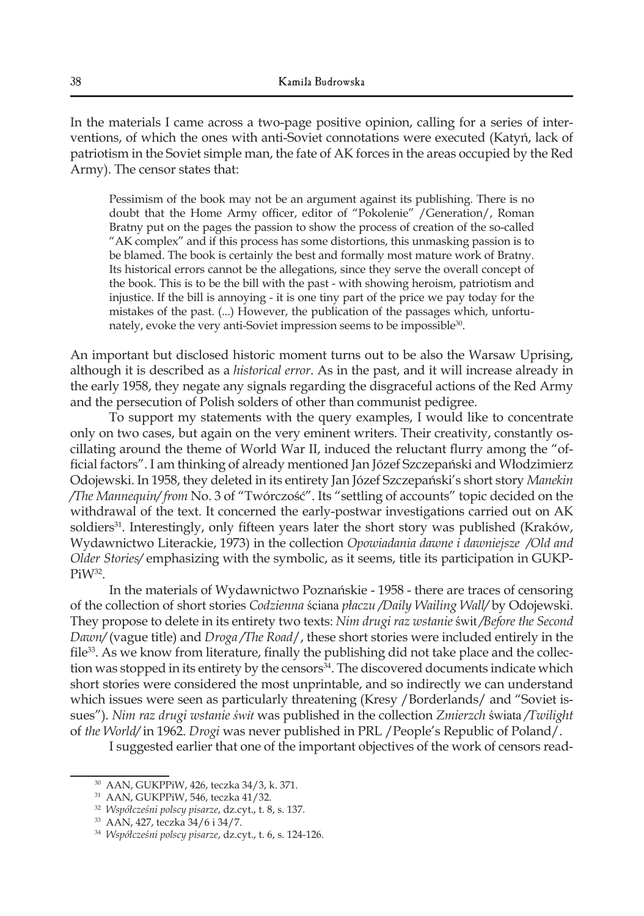In the materials I came across a two-page positive opinion, calling for a series of interventions, of which the ones with anti-Soviet connotations were executed (Katyń, lack of patriotism in the Soviet simple man, the fate of AK forces in the areas occupied by the Red Army). The censor states that:

> Pessimism of the book may not be an argument against its publishing. There is no doubt that the Home Army officer, editor of "Pokolenie" /Generation/, Roman Bratny put on the pages the passion to show the process of creation of the so-called "AK complex" and if this process has some distortions, this unmasking passion is to be blamed. The book is certainly the best and formally most mature work of Bratny. Its historical errors cannot be the allegations, since they serve the overall concept of the book. This is to be the bill with the past - with showing heroism, patriotism and injustice. If the bill is annoying - it is one tiny part of the price we pay today for the mistakes of the past. (...) However, the publication of the passages which, unfortunately, evoke the very anti-Soviet impression seems to be impossible[30].

An important but disclosed historic moment turns out to be also the Warsaw Uprising, although it is described as a *historical error*. As in the past, and it will increase already in the early 1958, they negate any signals regarding the disgraceful actions of the Red Army and the persecution of Polish solders of other than communist pedigree.

To support my statements with the query examples, I would like to concentrate only on two cases, but again on the very eminent writers. Their creativity, constantly oscillating around the theme of World War II, induced the reluctant flurry among the "official factors". I am thinking of already mentioned Jan Józef Szczepański and Włodzimierz Odojewski. In 1958, they deleted in its entirety Jan Józef Szczepański's short story *Manekin /The Mannequin/ from* No. 3 of "Twórczość". Its "settling of accounts" topic decided on the withdrawal of the text. It concerned the early-postwar investigations carried out on AK soldiers[31]. Interestingly, only fifteen years later the short story was published (Kraków, Wydawnictwo Literackie, 1973) in the collection *Opowiadania dawne i dawniejsze /Old and Older Stories/* emphasizing with the symbolic, as it seems, title its participation in GUKPPiW[32].

In the materials of Wydawnictwo Poznańskie - 1958 - there are traces of censoring of the collection of short stories *Codzienna* ściana *płaczu /Daily Wailing Wall/* by Odojewski. They propose to delete in its entirety two texts: *Nim drugi raz wstanie* świt */Before the Second Dawn/* (vague title) and *Droga /The Road*/, these short stories were included entirely in the file[33]. As we know from literature, finally the publishing did not take place and the collection was stopped in its entirety by the censors[34]. The discovered documents indicate which short stories were considered the most unprintable, and so indirectly we can understand which issues were seen as particularly threatening (Kresy /Borderlands/ and "Soviet issues"). *Nim raz drugi wstanie świt* was published in the collection *Zmierzch* świata */Twilight* of *the World/* in 1962. *Drogi* was never published in PRL /People's Republic of Poland/.

I suggested earlier that one of the important objectives of the work of censors read-

---

[30] AAN, GUKPPiW, 426, teczka 34/3, k. 371.

[31] AAN, GUKPPiW, 546, teczka 41/32.

[32] *Współcześni polscy pisarze*, dz.cyt., t. 8, s. 137.

[33] AAN, 427, teczka 34/6 i 34/7.

[34] *Współcześni polscy pisarze*, dz.cyt., t. 6, s. 124-126.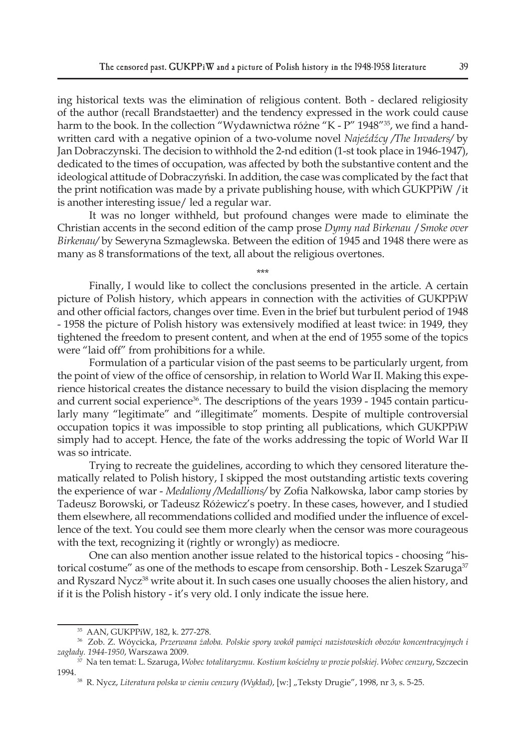ing historical texts was the elimination of religious content. Both - declared religiosity of the author (recall Brandstaetter) and the tendency expressed in the work could cause harm to the book. In the collection "Wydawnictwa różne "K - P" 1948"[35], we find a handwritten card with a negative opinion of a two-volume novel *Najeźdźcy /The Invaders/* by Jan Dobraczynski. The decision to withhold the 2-nd edition (1-st took place in 1946-1947), dedicated to the times of occupation, was affected by both the substantive content and the ideological attitude of Dobraczyński. In addition, the case was complicated by the fact that the print notification was made by a private publishing house, with which GUKPPiW /it is another interesting issue/ led a regular war.

It was no longer withheld, but profound changes were made to eliminate the Christian accents in the second edition of the camp prose *Dymy nad Birkenau / Smoke over Birkenau/* by Seweryna Szmaglewska. Between the edition of 1945 and 1948 there were as many as 8 transformations of the text, all about the religious overtones.

\*\*\*

Finally, I would like to collect the conclusions presented in the article. A certain picture of Polish history, which appears in connection with the activities of GUKPPiW and other official factors, changes over time. Even in the brief but turbulent period of 1948 - 1958 the picture of Polish history was extensively modified at least twice: in 1949, they tightened the freedom to present content, and when at the end of 1955 some of the topics were "laid off" from prohibitions for a while.

Formulation of a particular vision of the past seems to be particularly urgent, from the point of view of the office of censorship, in relation to World War II. Making this experience historical creates the distance necessary to build the vision displacing the memory and current social experience[36]. The descriptions of the years 1939 - 1945 contain particularly many "legitimate" and "illegitimate" moments. Despite of multiple controversial occupation topics it was impossible to stop printing all publications, which GUKPPiW simply had to accept. Hence, the fate of the works addressing the topic of World War II was so intricate.

Trying to recreate the guidelines, according to which they censored literature thematically related to Polish history, I skipped the most outstanding artistic texts covering the experience of war - *Medaliony /Medallions/* by Zofia Nałkowska, labor camp stories by Tadeusz Borowski, or Tadeusz Różewicz's poetry. In these cases, however, and I studied them elsewhere, all recommendations collided and modified under the influence of excellence of the text. You could see them more clearly when the censor was more courageous with the text, recognizing it (rightly or wrongly) as mediocre.

One can also mention another issue related to the historical topics - choosing "historical costume" as one of the methods to escape from censorship. Both - Leszek Szaruga[37] and Ryszard Nycz[38] write about it. In such cases one usually chooses the alien history, and if it is the Polish history - it's very old. I only indicate the issue here.

---

[35] AAN, GUKPPiW, 182, k. 277-278.

[36] Zob. Z. Wóycicka, *Przerwana żałoba. Polskie spory wokół pamięci nazistowskich obozów koncentracyjnych i zagłady. 1944-1950*, Warszawa 2009.

[37] Na ten temat: L. Szaruga, *Wobec totalitaryzmu. Kostium kościelny w prozie polskiej. Wobec cenzury*, Szczecin 1994.

[38] R. Nycz, *Literatura polska w cieniu cenzury (Wykład)*, [w:] „Teksty Drugie", 1998, nr 3, s. 5-25.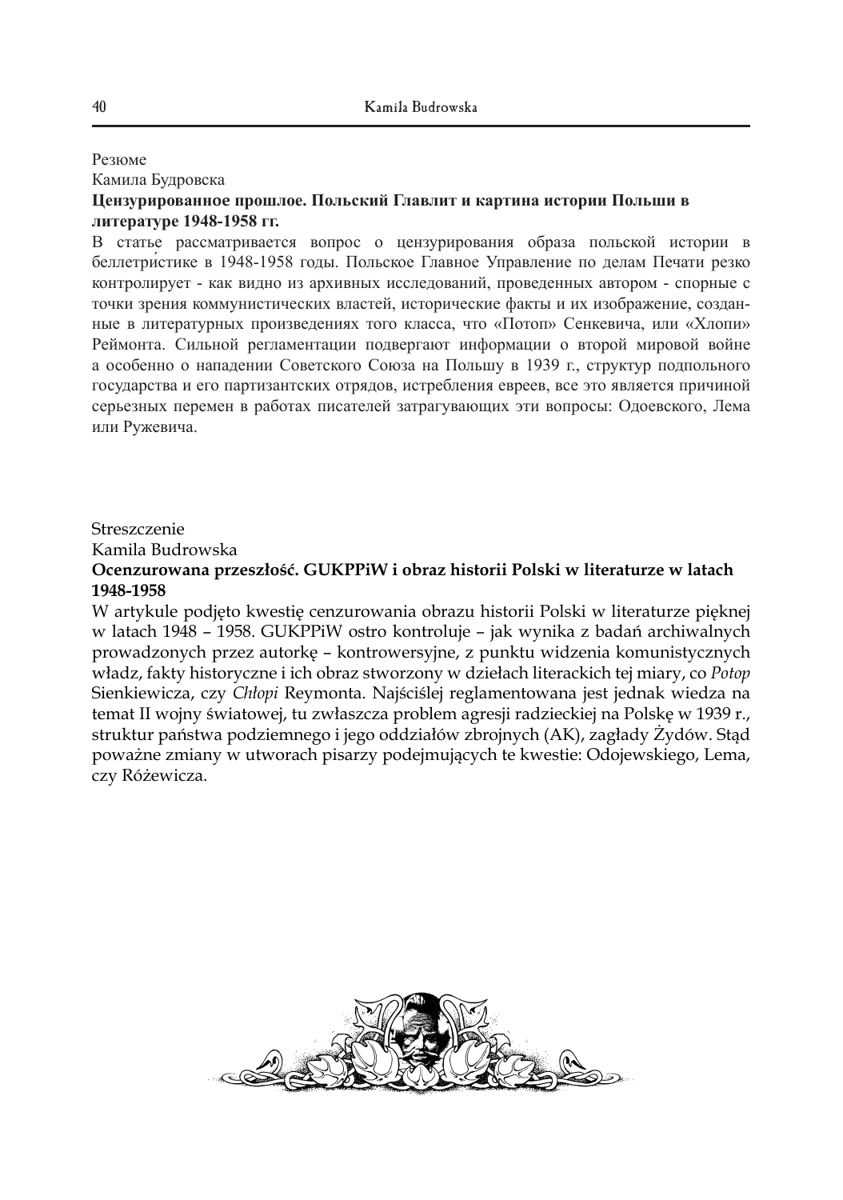Резюме

Камила Будровска

**Цензурированное прошлое. Польский Главлит и картина истории Польши в литературе 1948-1958 гг.**

В статье рассматривается вопрос о цензурирования образа польской истории в беллетри́стике в 1948-1958 годы. Польское Главное Управление по делам Печати резко контролирует - как видно из архивных исследований, проведенных автором - спорные с точки зрения коммунистических властей, исторические факты и их изображение, созданные в литературных произведениях того класса, что «Потоп» Сенкевича, или «Хлопи» Реймонта. Сильной регламентации подвергают информации о второй мировой войне а особенно о нападении Советского Союза на Польшу в 1939 г., структур подпольного государства и его партизантских отрядов, истребления евреев, все это является причиной серьезных перемен в работах писателей затрагивающих эти вопросы: Одоевского, Лема или Ружевича.

Streszczenie

Kamila Budrowska

**Ocenzurowana przeszłość. GUKPPiW i obraz historii Polski w literaturze w latach 1948-1958**

W artykule podjęto kwestię cenzurowania obrazu historii Polski w literaturze pięknej w latach 1948 – 1958. GUKPPiW ostro kontroluje – jak wynika z badań archiwalnych prowadzonych przez autorkę – kontrowersyjne, z punktu widzenia komunistycznych władz, fakty historyczne i ich obraz stworzony w dziełach literackich tej miary, co *Potop* Sienkiewicza, czy *Chłopi* Reymonta. Najściślej reglamentowana jest jednak wiedza na temat II wojny światowej, tu zwłaszcza problem agresji radzieckiej na Polskę w 1939 r., struktur państwa podziemnego i jego oddziałów zbrojnych (AK), zagłady Żydów. Stąd poważne zmiany w utworach pisarzy podejmujących te kwestie: Odojewskiego, Lema, czy Różewicza.